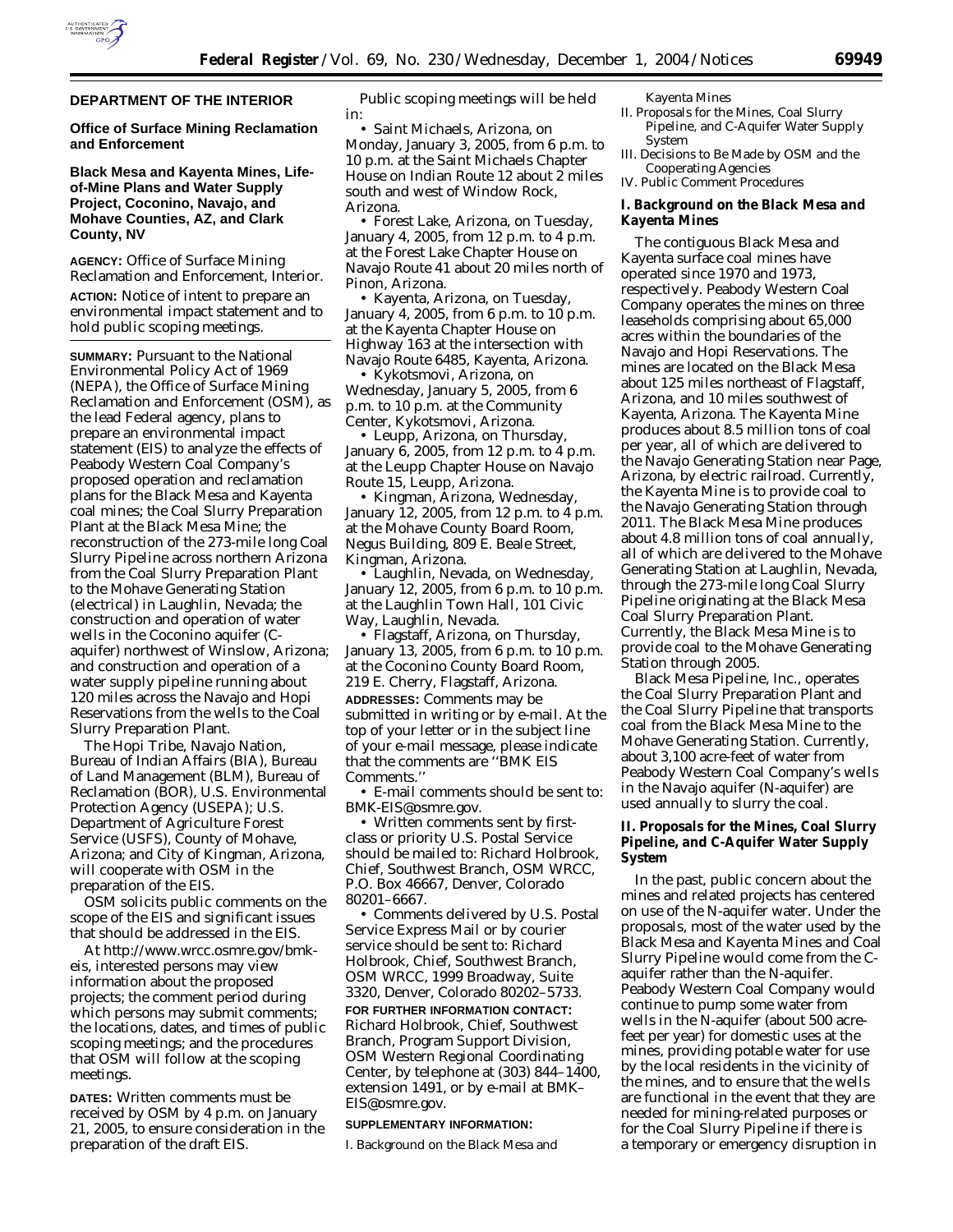## DEPARTMENT OF THE INTERIOR

### Office of Surface Mining Reclamation and Enforcement

### Black Mesa and Kayenta Mines, Life-of-Mine Plans and Water Supply Project, Coconino, Navajo, and Mohave Counties, AZ, and Clark County, NV

**AGENCY:** Office of Surface Mining Reclamation and Enforcement, Interior.

**ACTION:** Notice of intent to prepare an environmental impact statement and to hold public scoping meetings.

**SUMMARY:** Pursuant to the National Environmental Policy Act of 1969 (NEPA), the Office of Surface Mining Reclamation and Enforcement (OSM), as the lead Federal agency, plans to prepare an environmental impact statement (EIS) to analyze the effects of Peabody Western Coal Company's proposed operation and reclamation plans for the Black Mesa and Kayenta coal mines; the Coal Slurry Preparation Plant at the Black Mesa Mine; the reconstruction of the 273-mile long Coal Slurry Pipeline across northern Arizona from the Coal Slurry Preparation Plant to the Mohave Generating Station (electrical) in Laughlin, Nevada; the construction and operation of water wells in the Coconino aquifer (C-aquifer) northwest of Winslow, Arizona; and construction and operation of a water supply pipeline running about 120 miles across the Navajo and Hopi Reservations from the wells to the Coal Slurry Preparation Plant.

The Hopi Tribe, Navajo Nation, Bureau of Indian Affairs (BIA), Bureau of Land Management (BLM), Bureau of Reclamation (BOR), U.S. Environmental Protection Agency (USEPA); U.S. Department of Agriculture Forest Service (USFS), County of Mohave, Arizona; and City of Kingman, Arizona, will cooperate with OSM in the preparation of the EIS.

OSM solicits public comments on the scope of the EIS and significant issues that should be addressed in the EIS.

At http://www.wrcc.osmre.gov/bmk-eis, interested persons may view information about the proposed projects; the comment period during which persons may submit comments; the locations, dates, and times of public scoping meetings; and the procedures that OSM will follow at the scoping meetings.

**DATES:** Written comments must be received by OSM by 4 p.m. on January 21, 2005, to ensure consideration in the preparation of the draft EIS.

Public scoping meetings will be held in:

- Saint Michaels, Arizona, on Monday, January 3, 2005, from 6 p.m. to 10 p.m. at the Saint Michaels Chapter House on Indian Route 12 about 2 miles south and west of Window Rock, Arizona.
- Forest Lake, Arizona, on Tuesday, January 4, 2005, from 12 p.m. to 4 p.m. at the Forest Lake Chapter House on Navajo Route 41 about 20 miles north of Pinon, Arizona.
- Kayenta, Arizona, on Tuesday, January 4, 2005, from 6 p.m. to 10 p.m. at the Kayenta Chapter House on Highway 163 at the intersection with Navajo Route 6485, Kayenta, Arizona.
- Kykotsmovi, Arizona, on Wednesday, January 5, 2005, from 6 p.m. to 10 p.m. at the Community Center, Kykotsmovi, Arizona.
- Leupp, Arizona, on Thursday, January 6, 2005, from 12 p.m. to 4 p.m. at the Leupp Chapter House on Navajo Route 15, Leupp, Arizona.
- Kingman, Arizona, Wednesday, January 12, 2005, from 12 p.m. to 4 p.m. at the Mohave County Board Room, Negus Building, 809 E. Beale Street, Kingman, Arizona.
- Laughlin, Nevada, on Wednesday, January 12, 2005, from 6 p.m. to 10 p.m. at the Laughlin Town Hall, 101 Civic Way, Laughlin, Nevada.
- Flagstaff, Arizona, on Thursday, January 13, 2005, from 6 p.m. to 10 p.m. at the Coconino County Board Room, 219 E. Cherry, Flagstaff, Arizona.

**ADDRESSES:** Comments may be submitted in writing or by e-mail. At the top of your letter or in the subject line of your e-mail message, please indicate that the comments are ''BMK EIS Comments.''

- E-mail comments should be sent to: BMK-EIS@osmre.gov.
- Written comments sent by first-class or priority U.S. Postal Service should be mailed to: Richard Holbrook, Chief, Southwest Branch, OSM WRCC, P.O. Box 46667, Denver, Colorado 80201–6667.
- Comments delivered by U.S. Postal Service Express Mail or by courier service should be sent to: Richard Holbrook, Chief, Southwest Branch, OSM WRCC, 1999 Broadway, Suite 3320, Denver, Colorado 80202–5733.

**FOR FURTHER INFORMATION CONTACT:** Richard Holbrook, Chief, Southwest Branch, Program Support Division, OSM Western Regional Coordinating Center, by telephone at (303) 844–1400, extension 1491, or by e-mail at BMK–EIS@osmre.gov.

**SUPPLEMENTARY INFORMATION:**

I. Background on the Black Mesa and Kayenta Mines
II. Proposals for the Mines, Coal Slurry Pipeline, and C-Aquifer Water Supply System
III. Decisions to Be Made by OSM and the Cooperating Agencies
IV. Public Comment Procedures

### I. Background on the Black Mesa and Kayenta Mines

The contiguous Black Mesa and Kayenta surface coal mines have operated since 1970 and 1973, respectively. Peabody Western Coal Company operates the mines on three leaseholds comprising about 65,000 acres within the boundaries of the Navajo and Hopi Reservations. The mines are located on the Black Mesa about 125 miles northeast of Flagstaff, Arizona, and 10 miles southwest of Kayenta, Arizona. The Kayenta Mine produces about 8.5 million tons of coal per year, all of which are delivered to the Navajo Generating Station near Page, Arizona, by electric railroad. Currently, the Kayenta Mine is to provide coal to the Navajo Generating Station through 2011. The Black Mesa Mine produces about 4.8 million tons of coal annually, all of which are delivered to the Mohave Generating Station at Laughlin, Nevada, through the 273-mile long Coal Slurry Pipeline originating at the Black Mesa Coal Slurry Preparation Plant. Currently, the Black Mesa Mine is to provide coal to the Mohave Generating Station through 2005.

Black Mesa Pipeline, Inc., operates the Coal Slurry Preparation Plant and the Coal Slurry Pipeline that transports coal from the Black Mesa Mine to the Mohave Generating Station. Currently, about 3,100 acre-feet of water from Peabody Western Coal Company's wells in the Navajo aquifer (N-aquifer) are used annually to slurry the coal.

### II. Proposals for the Mines, Coal Slurry Pipeline, and C-Aquifer Water Supply System

In the past, public concern about the mines and related projects has centered on use of the N-aquifer water. Under the proposals, most of the water used by the Black Mesa and Kayenta Mines and Coal Slurry Pipeline would come from the C-aquifer rather than the N-aquifer. Peabody Western Coal Company would continue to pump some water from wells in the N-aquifer (about 500 acre-feet per year) for domestic uses at the mines, providing potable water for use by the local residents in the vicinity of the mines, and to ensure that the wells are functional in the event that they are needed for mining-related purposes or for the Coal Slurry Pipeline if there is a temporary or emergency disruption in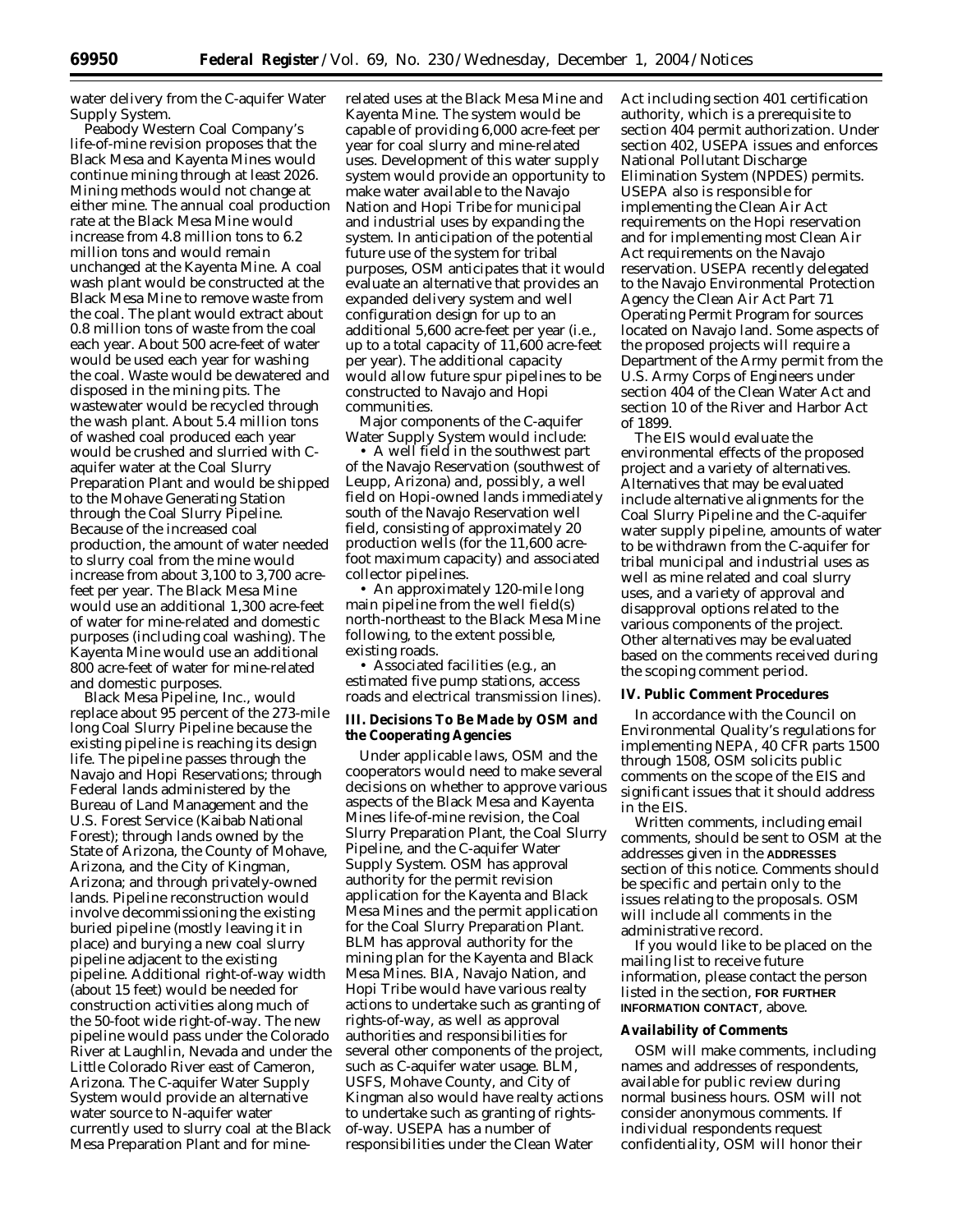water delivery from the C-aquifer Water Supply System.

Peabody Western Coal Company's life-of-mine revision proposes that the Black Mesa and Kayenta Mines would continue mining through at least 2026. Mining methods would not change at either mine. The annual coal production rate at the Black Mesa Mine would increase from 4.8 million tons to 6.2 million tons and would remain unchanged at the Kayenta Mine. A coal wash plant would be constructed at the Black Mesa Mine to remove waste from the coal. The plant would extract about 0.8 million tons of waste from the coal each year. About 500 acre-feet of water would be used each year for washing the coal. Waste would be dewatered and disposed in the mining pits. The wastewater would be recycled through the wash plant. About 5.4 million tons of washed coal produced each year would be crushed and slurried with C-aquifer water at the Coal Slurry Preparation Plant and would be shipped to the Mohave Generating Station through the Coal Slurry Pipeline. Because of the increased coal production, the amount of water needed to slurry coal from the mine would increase from about 3,100 to 3,700 acre-feet per year. The Black Mesa Mine would use an additional 1,300 acre-feet of water for mine-related and domestic purposes (including coal washing). The Kayenta Mine would use an additional 800 acre-feet of water for mine-related and domestic purposes.

Black Mesa Pipeline, Inc., would replace about 95 percent of the 273-mile long Coal Slurry Pipeline because the existing pipeline is reaching its design life. The pipeline passes through the Navajo and Hopi Reservations; through Federal lands administered by the Bureau of Land Management and the U.S. Forest Service (Kaibab National Forest); through lands owned by the State of Arizona, the County of Mohave, Arizona, and the City of Kingman, Arizona; and through privately-owned lands. Pipeline reconstruction would involve decommissioning the existing buried pipeline (mostly leaving it in place) and burying a new coal slurry pipeline adjacent to the existing pipeline. Additional right-of-way width (about 15 feet) would be needed for construction activities along much of the 50-foot wide right-of-way. The new pipeline would pass under the Colorado River at Laughlin, Nevada and under the Little Colorado River east of Cameron, Arizona. The C-aquifer Water Supply System would provide an alternative water source to N-aquifer water currently used to slurry coal at the Black Mesa Preparation Plant and for mine-related uses at the Black Mesa Mine and Kayenta Mine. The system would be capable of providing 6,000 acre-feet per year for coal slurry and mine-related uses. Development of this water supply system would provide an opportunity to make water available to the Navajo Nation and Hopi Tribe for municipal and industrial uses by expanding the system. In anticipation of the potential future use of the system for tribal purposes, OSM anticipates that it would evaluate an alternative that provides an expanded delivery system and well configuration design for up to an additional 5,600 acre-feet per year (i.e., up to a total capacity of 11,600 acre-feet per year). The additional capacity would allow future spur pipelines to be constructed to Navajo and Hopi communities.

Major components of the C-aquifer Water Supply System would include:

• A well field in the southwest part of the Navajo Reservation (southwest of Leupp, Arizona) and, possibly, a well field on Hopi-owned lands immediately south of the Navajo Reservation well field, consisting of approximately 20 production wells (for the 11,600 acre-foot maximum capacity) and associated collector pipelines.

• An approximately 120-mile long main pipeline from the well field(s) north-northeast to the Black Mesa Mine following, to the extent possible, existing roads.

• Associated facilities (e.g., an estimated five pump stations, access roads and electrical transmission lines).

## III. Decisions To Be Made by OSM and the Cooperating Agencies

Under applicable laws, OSM and the cooperators would need to make several decisions on whether to approve various aspects of the Black Mesa and Kayenta Mines life-of-mine revision, the Coal Slurry Preparation Plant, the Coal Slurry Pipeline, and the C-aquifer Water Supply System. OSM has approval authority for the permit revision application for the Kayenta and Black Mesa Mines and the permit application for the Coal Slurry Preparation Plant. BLM has approval authority for the mining plan for the Kayenta and Black Mesa Mines. BIA, Navajo Nation, and Hopi Tribe would have various realty actions to undertake such as granting of rights-of-way, as well as approval authorities and responsibilities for several other components of the project, such as C-aquifer water usage. BLM, USFS, Mohave County, and City of Kingman also would have realty actions to undertake such as granting of rights-of-way. USEPA has a number of responsibilities under the Clean Water Act including section 401 certification authority, which is a prerequisite to section 404 permit authorization. Under section 402, USEPA issues and enforces National Pollutant Discharge Elimination System (NPDES) permits. USEPA also is responsible for implementing the Clean Air Act requirements on the Hopi reservation and for implementing most Clean Air Act requirements on the Navajo reservation. USEPA recently delegated to the Navajo Environmental Protection Agency the Clean Air Act Part 71 Operating Permit Program for sources located on Navajo land. Some aspects of the proposed projects will require a Department of the Army permit from the U.S. Army Corps of Engineers under section 404 of the Clean Water Act and section 10 of the River and Harbor Act of 1899.

The EIS would evaluate the environmental effects of the proposed project and a variety of alternatives. Alternatives that may be evaluated include alternative alignments for the Coal Slurry Pipeline and the C-aquifer water supply pipeline, amounts of water to be withdrawn from the C-aquifer for tribal municipal and industrial uses as well as mine related and coal slurry uses, and a variety of approval and disapproval options related to the various components of the project. Other alternatives may be evaluated based on the comments received during the scoping comment period.

## IV. Public Comment Procedures

In accordance with the Council on Environmental Quality's regulations for implementing NEPA, 40 CFR parts 1500 through 1508, OSM solicits public comments on the scope of the EIS and significant issues that it should address in the EIS.

Written comments, including email comments, should be sent to OSM at the addresses given in the **ADDRESSES** section of this notice. Comments should be specific and pertain only to the issues relating to the proposals. OSM will include all comments in the administrative record.

If you would like to be placed on the mailing list to receive future information, please contact the person listed in the section, **FOR FURTHER INFORMATION CONTACT**, above.

### Availability of Comments

OSM will make comments, including names and addresses of respondents, available for public review during normal business hours. OSM will not consider anonymous comments. If individual respondents request confidentiality, OSM will honor their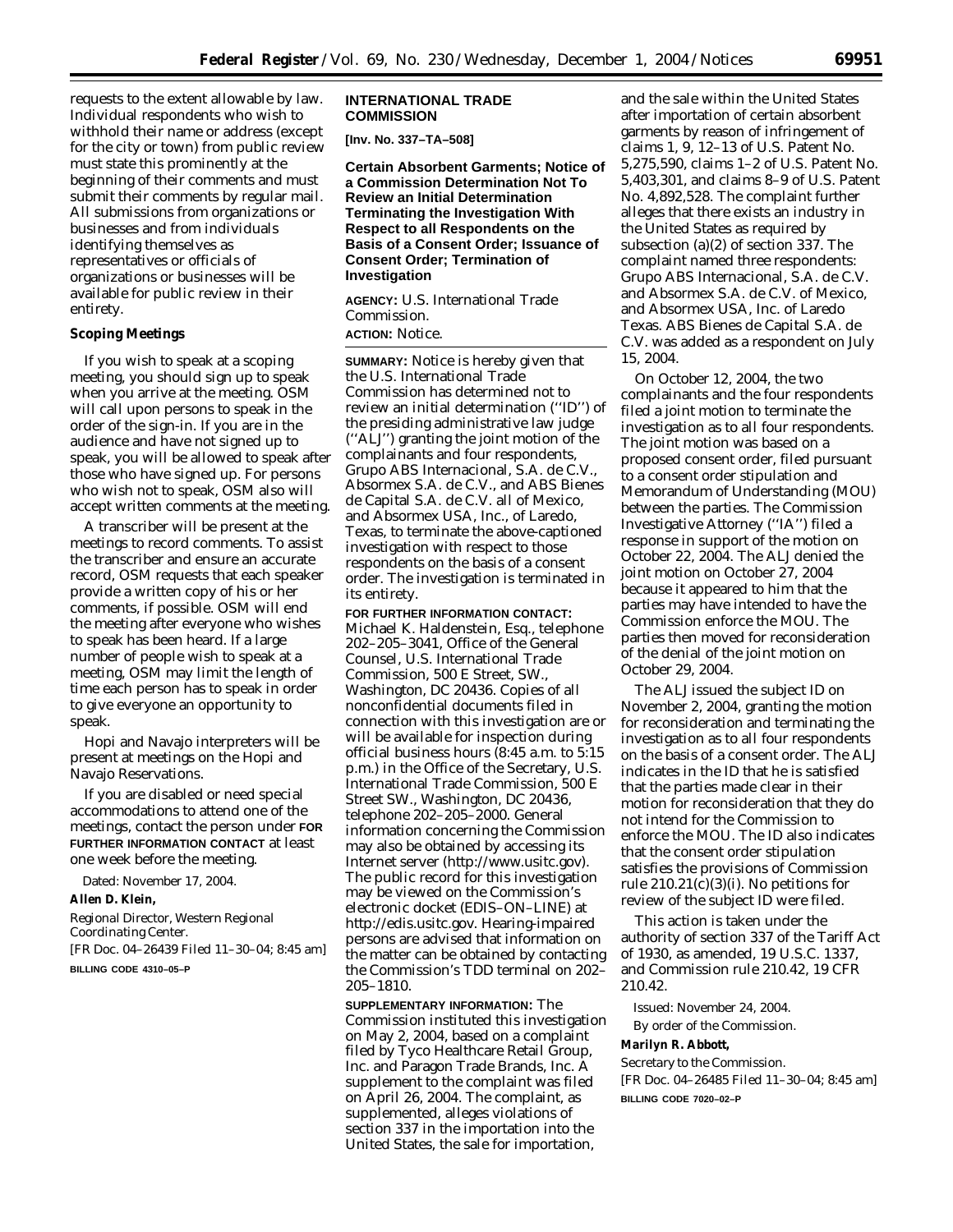requests to the extent allowable by law. Individual respondents who wish to withhold their name or address (except for the city or town) from public review must state this prominently at the beginning of their comments and must submit their comments by regular mail. All submissions from organizations or businesses and from individuals identifying themselves as representatives or officials of organizations or businesses will be available for public review in their entirety.

**Scoping Meetings**

If you wish to speak at a scoping meeting, you should sign up to speak when you arrive at the meeting. OSM will call upon persons to speak in the order of the sign-in. If you are in the audience and have not signed up to speak, you will be allowed to speak after those who have signed up. For persons who wish not to speak, OSM also will accept written comments at the meeting.

A transcriber will be present at the meetings to record comments. To assist the transcriber and ensure an accurate record, OSM requests that each speaker provide a written copy of his or her comments, if possible. OSM will end the meeting after everyone who wishes to speak has been heard. If a large number of people wish to speak at a meeting, OSM may limit the length of time each person has to speak in order to give everyone an opportunity to speak.

Hopi and Navajo interpreters will be present at meetings on the Hopi and Navajo Reservations.

If you are disabled or need special accommodations to attend one of the meetings, contact the person under **FOR FURTHER INFORMATION CONTACT** at least one week before the meeting.

Dated: November 17, 2004.

**Allen D. Klein,**

*Regional Director, Western Regional Coordinating Center.*

[FR Doc. 04–26439 Filed 11–30–04; 8:45 am]

**BILLING CODE 4310–05–P**

## INTERNATIONAL TRADE COMMISSION

**[Inv. No. 337–TA–508]**

### Certain Absorbent Garments; Notice of a Commission Determination Not To Review an Initial Determination Terminating the Investigation With Respect to all Respondents on the Basis of a Consent Order; Issuance of Consent Order; Termination of Investigation

**AGENCY:** U.S. International Trade Commission.

**ACTION:** Notice.

**SUMMARY:** Notice is hereby given that the U.S. International Trade Commission has determined not to review an initial determination (''ID'') of the presiding administrative law judge (''ALJ'') granting the joint motion of the complainants and four respondents, Grupo ABS Internacional, S.A. de C.V., Absormex S.A. de C.V., and ABS Bienes de Capital S.A. de C.V. all of Mexico, and Absormex USA, Inc., of Laredo, Texas, to terminate the above-captioned investigation with respect to those respondents on the basis of a consent order. The investigation is terminated in its entirety.

**FOR FURTHER INFORMATION CONTACT:** Michael K. Haldenstein, Esq., telephone 202–205–3041, Office of the General Counsel, U.S. International Trade Commission, 500 E Street, SW., Washington, DC 20436. Copies of all nonconfidential documents filed in connection with this investigation are or will be available for inspection during official business hours (8:45 a.m. to 5:15 p.m.) in the Office of the Secretary, U.S. International Trade Commission, 500 E Street SW., Washington, DC 20436, telephone 202–205–2000. General information concerning the Commission may also be obtained by accessing its Internet server (http://www.usitc.gov). The public record for this investigation may be viewed on the Commission's electronic docket (EDIS–ON–LINE) at http://edis.usitc.gov. Hearing-impaired persons are advised that information on the matter can be obtained by contacting the Commission's TDD terminal on 202–205–1810.

**SUPPLEMENTARY INFORMATION:** The Commission instituted this investigation on May 2, 2004, based on a complaint filed by Tyco Healthcare Retail Group, Inc. and Paragon Trade Brands, Inc. A supplement to the complaint was filed on April 26, 2004. The complaint, as supplemented, alleges violations of section 337 in the importation into the United States, the sale for importation, and the sale within the United States after importation of certain absorbent garments by reason of infringement of claims 1, 9, 12–13 of U.S. Patent No. 5,275,590, claims 1–2 of U.S. Patent No. 5,403,301, and claims 8–9 of U.S. Patent No. 4,892,528. The complaint further alleges that there exists an industry in the United States as required by subsection (a)(2) of section 337. The complaint named three respondents: Grupo ABS Internacional, S.A. de C.V. and Absormex S.A. de C.V. of Mexico, and Absormex USA, Inc. of Laredo Texas. ABS Bienes de Capital S.A. de C.V. was added as a respondent on July 15, 2004.

On October 12, 2004, the two complainants and the four respondents filed a joint motion to terminate the investigation as to all four respondents. The joint motion was based on a proposed consent order, filed pursuant to a consent order stipulation and Memorandum of Understanding (MOU) between the parties. The Commission Investigative Attorney (''IA'') filed a response in support of the motion on October 22, 2004. The ALJ denied the joint motion on October 27, 2004 because it appeared to him that the parties may have intended to have the Commission enforce the MOU. The parties then moved for reconsideration of the denial of the joint motion on October 29, 2004.

The ALJ issued the subject ID on November 2, 2004, granting the motion for reconsideration and terminating the investigation as to all four respondents on the basis of a consent order. The ALJ indicates in the ID that he is satisfied that the parties made clear in their motion for reconsideration that they do not intend for the Commission to enforce the MOU. The ID also indicates that the consent order stipulation satisfies the provisions of Commission rule 210.21(c)(3)(i). No petitions for review of the subject ID were filed.

This action is taken under the authority of section 337 of the Tariff Act of 1930, as amended, 19 U.S.C. 1337, and Commission rule 210.42, 19 CFR 210.42.

Issued: November 24, 2004.

By order of the Commission.

**Marilyn R. Abbott,**

*Secretary to the Commission.*

[FR Doc. 04–26485 Filed 11–30–04; 8:45 am]

**BILLING CODE 7020–02–P**